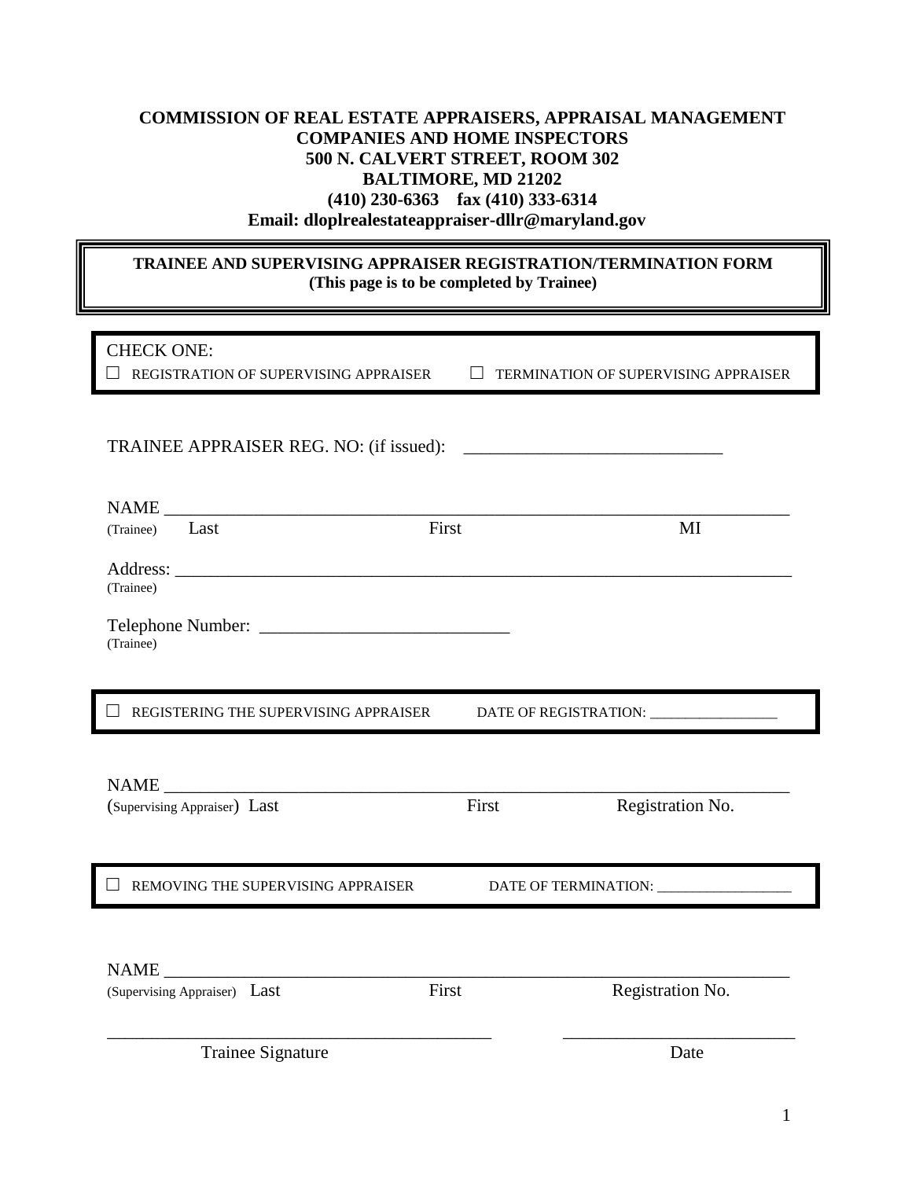**COMMISSION OF REAL ESTATE APPRAISERS, APPRAISAL MANAGEMENT COMPANIES AND HOME INSPECTORS**
**500 N. CALVERT STREET, ROOM 302**
**BALTIMORE, MD 21202**
**(410) 230-6363 fax (410) 333-6314**
**Email: dloplrealestateappraiser-dllr@maryland.gov**

**TRAINEE AND SUPERVISING APPRAISER REGISTRATION/TERMINATION FORM**
**(This page is to be completed by Trainee)**

CHECK ONE:

☐ REGISTRATION OF SUPERVISING APPRAISER ☐ TERMINATION OF SUPERVISING APPRAISER

TRAINEE APPRAISER REG. NO: (if issued): ____________________________

NAME ______________________________________________________________________
(Trainee) Last First MI

Address: ____________________________________________________________________
(Trainee)

Telephone Number: ___________________________
(Trainee)

☐ REGISTERING THE SUPERVISING APPRAISER DATE OF REGISTRATION: _________________

NAME ______________________________________________________________________
(Supervising Appraiser) Last First Registration No.

☐ REMOVING THE SUPERVISING APPRAISER DATE OF TERMINATION: __________________

NAME ______________________________________________________________________
(Supervising Appraiser) Last First Registration No.

__________________________________________ _________________________
Trainee Signature Date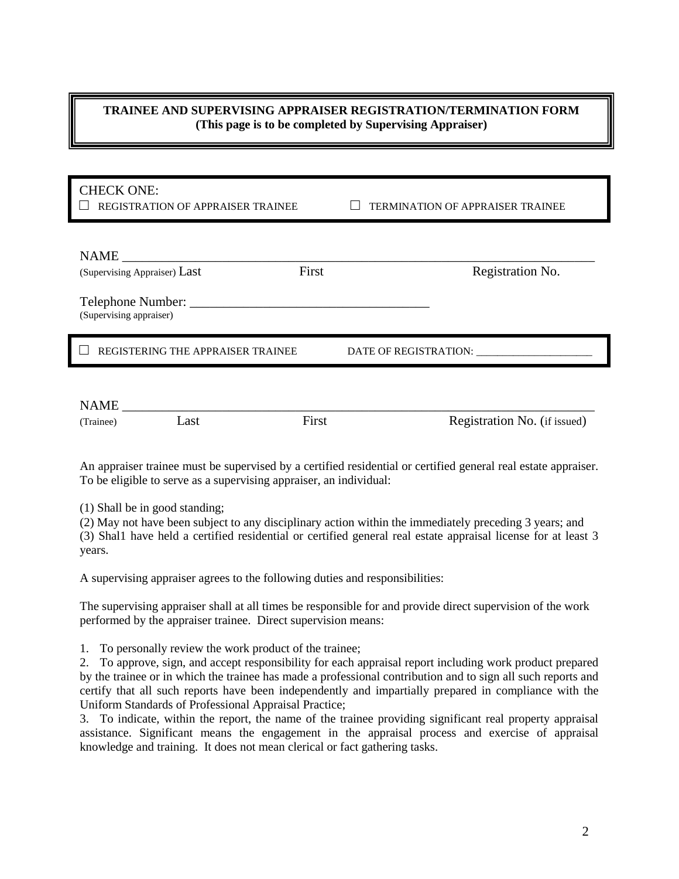**TRAINEE AND SUPERVISING APPRAISER REGISTRATION/TERMINATION FORM**
**(This page is to be completed by Supervising Appraiser)**

CHECK ONE:
☐ REGISTRATION OF APPRAISER TRAINEE ☐ TERMINATION OF APPRAISER TRAINEE

NAME ___________________________________________________________________________
(Supervising Appraiser) Last First Registration No.

Telephone Number: ____________________________________
(Supervising appraiser)

☐ REGISTERING THE APPRAISER TRAINEE DATE OF REGISTRATION: ______________________

NAME ___________________________________________________________________________
(Trainee) Last First Registration No. (if issued)

An appraiser trainee must be supervised by a certified residential or certified general real estate appraiser. To be eligible to serve as a supervising appraiser, an individual:

(1) Shall be in good standing;
(2) May not have been subject to any disciplinary action within the immediately preceding 3 years; and
(3) Shal1 have held a certified residential or certified general real estate appraisal license for at least 3 years.

A supervising appraiser agrees to the following duties and responsibilities:

The supervising appraiser shall at all times be responsible for and provide direct supervision of the work performed by the appraiser trainee. Direct supervision means:

1. To personally review the work product of the trainee;
2. To approve, sign, and accept responsibility for each appraisal report including work product prepared by the trainee or in which the trainee has made a professional contribution and to sign all such reports and certify that all such reports have been independently and impartially prepared in compliance with the Uniform Standards of Professional Appraisal Practice;
3. To indicate, within the report, the name of the trainee providing significant real property appraisal assistance. Significant means the engagement in the appraisal process and exercise of appraisal knowledge and training. It does not mean clerical or fact gathering tasks.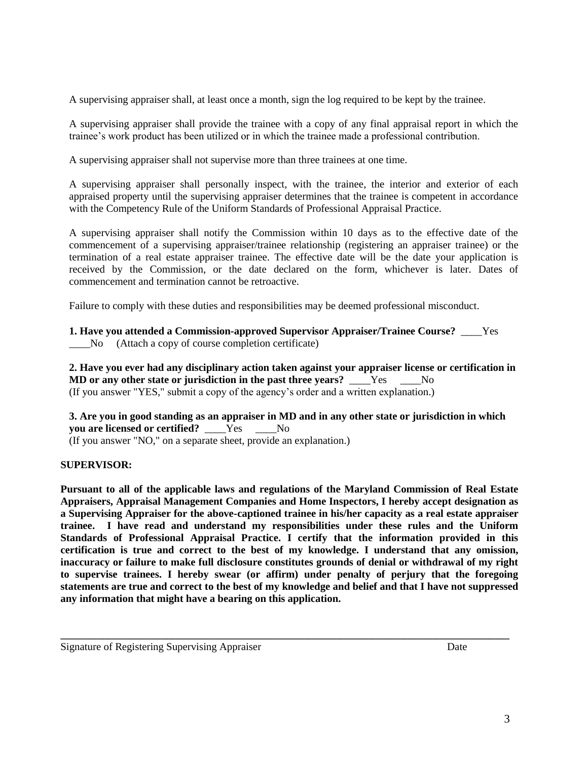A supervising appraiser shall, at least once a month, sign the log required to be kept by the trainee.

A supervising appraiser shall provide the trainee with a copy of any final appraisal report in which the trainee's work product has been utilized or in which the trainee made a professional contribution.

A supervising appraiser shall not supervise more than three trainees at one time.

A supervising appraiser shall personally inspect, with the trainee, the interior and exterior of each appraised property until the supervising appraiser determines that the trainee is competent in accordance with the Competency Rule of the Uniform Standards of Professional Appraisal Practice.

A supervising appraiser shall notify the Commission within 10 days as to the effective date of the commencement of a supervising appraiser/trainee relationship (registering an appraiser trainee) or the termination of a real estate appraiser trainee. The effective date will be the date your application is received by the Commission, or the date declared on the form, whichever is later. Dates of commencement and termination cannot be retroactive.

Failure to comply with these duties and responsibilities may be deemed professional misconduct.

**1. Have you attended a Commission-approved Supervisor Appraiser/Trainee Course?** ____Yes ____No (Attach a copy of course completion certificate)

**2. Have you ever had any disciplinary action taken against your appraiser license or certification in MD or any other state or jurisdiction in the past three years?** ____Yes ____No
(If you answer "YES," submit a copy of the agency's order and a written explanation.)

**3. Are you in good standing as an appraiser in MD and in any other state or jurisdiction in which you are licensed or certified?** ____Yes ____No
(If you answer "NO," on a separate sheet, provide an explanation.)

**SUPERVISOR:**

**Pursuant to all of the applicable laws and regulations of the Maryland Commission of Real Estate Appraisers, Appraisal Management Companies and Home Inspectors, I hereby accept designation as a Supervising Appraiser for the above-captioned trainee in his/her capacity as a real estate appraiser trainee. I have read and understand my responsibilities under these rules and the Uniform Standards of Professional Appraisal Practice. I certify that the information provided in this certification is true and correct to the best of my knowledge. I understand that any omission, inaccuracy or failure to make full disclosure constitutes grounds of denial or withdrawal of my right to supervise trainees. I hereby swear (or affirm) under penalty of perjury that the foregoing statements are true and correct to the best of my knowledge and belief and that I have not suppressed any information that might have a bearing on this application.**

_______________________________________________________________________________

Signature of Registering Supervising Appraiser Date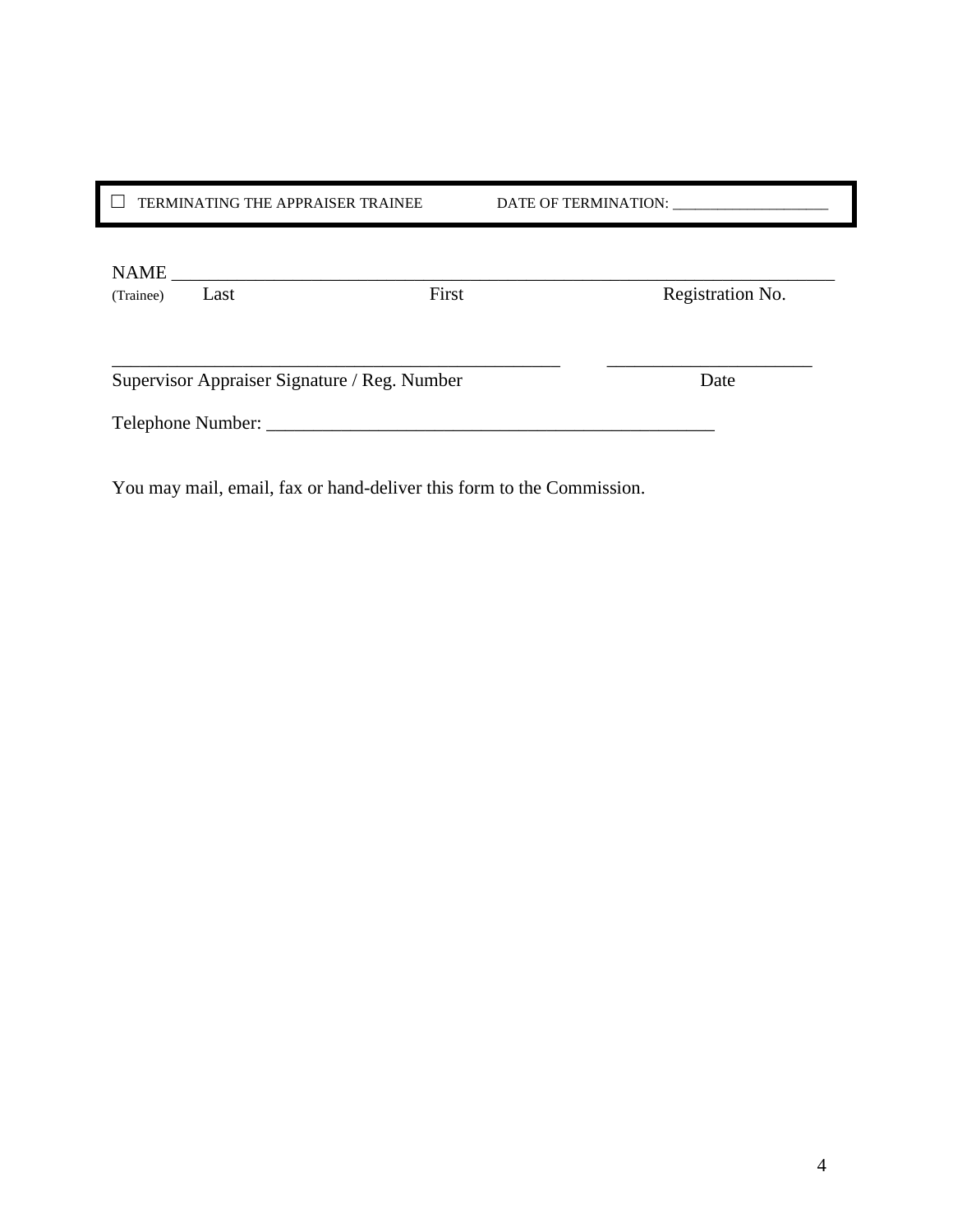☐ TERMINATING THE APPRAISER TRAINEE DATE OF TERMINATION: ____________________

NAME ______________________________________________________________________
(Trainee) Last First Registration No.

_______________________________________________ _____________________
Supervisor Appraiser Signature / Reg. Number Date

Telephone Number: ______________________________________________

You may mail, email, fax or hand-deliver this form to the Commission.